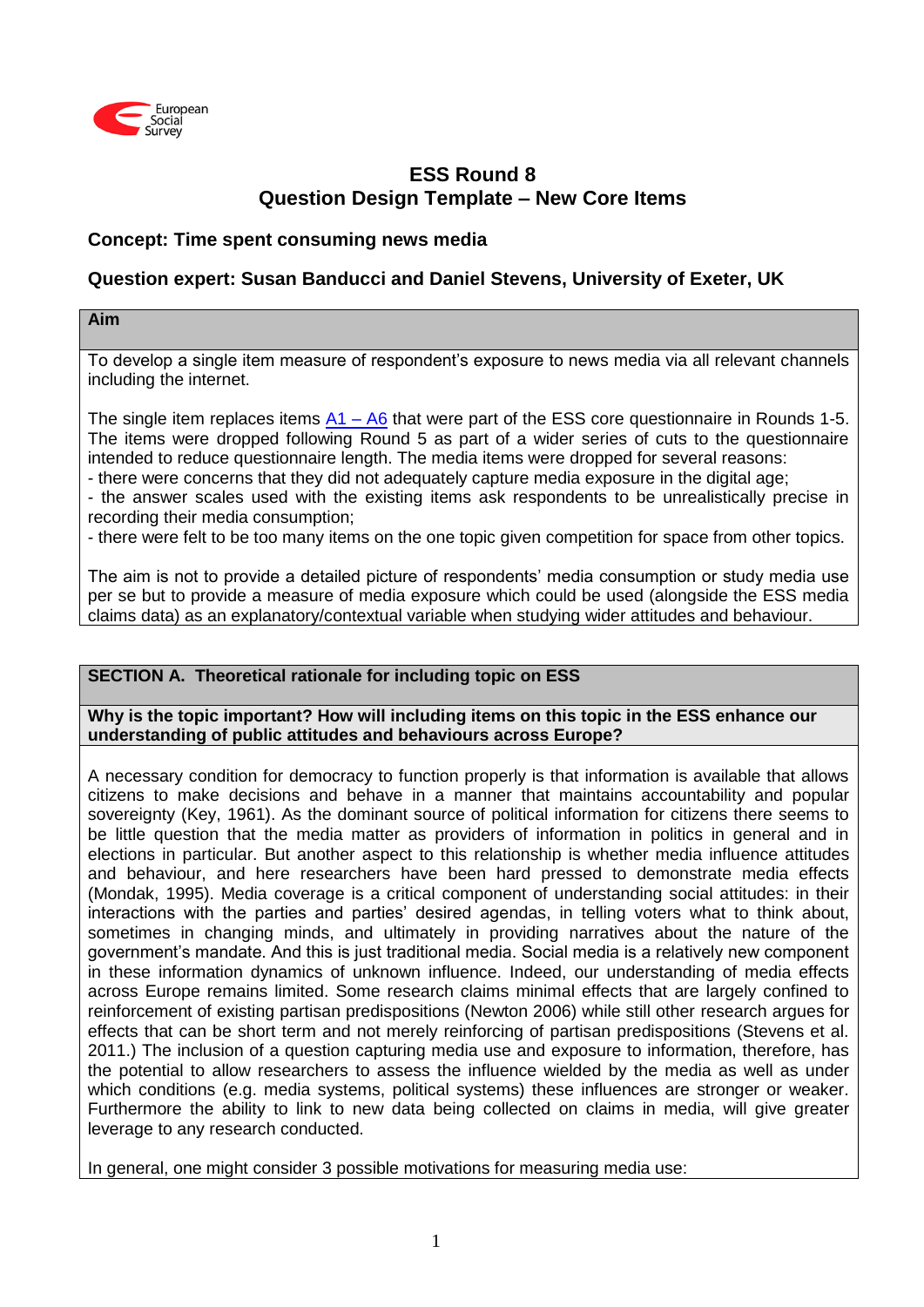# ESS Round 8
## Question Design Template – New Core Items

**Concept: Time spent consuming news media**

**Question expert: Susan Banducci and Daniel Stevens, University of Exeter, UK**

**Aim**

To develop a single item measure of respondent's exposure to news media via all relevant channels including the internet.

The single item replaces items A1 – A6 that were part of the ESS core questionnaire in Rounds 1-5. The items were dropped following Round 5 as part of a wider series of cuts to the questionnaire intended to reduce questionnaire length. The media items were dropped for several reasons:
- there were concerns that they did not adequately capture media exposure in the digital age;
- the answer scales used with the existing items ask respondents to be unrealistically precise in recording their media consumption;
- there were felt to be too many items on the one topic given competition for space from other topics.

The aim is not to provide a detailed picture of respondents' media consumption or study media use per se but to provide a measure of media exposure which could be used (alongside the ESS media claims data) as an explanatory/contextual variable when studying wider attitudes and behaviour.

**SECTION A. Theoretical rationale for including topic on ESS**

**Why is the topic important? How will including items on this topic in the ESS enhance our understanding of public attitudes and behaviours across Europe?**

A necessary condition for democracy to function properly is that information is available that allows citizens to make decisions and behave in a manner that maintains accountability and popular sovereignty (Key, 1961). As the dominant source of political information for citizens there seems to be little question that the media matter as providers of information in politics in general and in elections in particular. But another aspect to this relationship is whether media influence attitudes and behaviour, and here researchers have been hard pressed to demonstrate media effects (Mondak, 1995). Media coverage is a critical component of understanding social attitudes: in their interactions with the parties and parties' desired agendas, in telling voters what to think about, sometimes in changing minds, and ultimately in providing narratives about the nature of the government's mandate. And this is just traditional media. Social media is a relatively new component in these information dynamics of unknown influence. Indeed, our understanding of media effects across Europe remains limited. Some research claims minimal effects that are largely confined to reinforcement of existing partisan predispositions (Newton 2006) while still other research argues for effects that can be short term and not merely reinforcing of partisan predispositions (Stevens et al. 2011.) The inclusion of a question capturing media use and exposure to information, therefore, has the potential to allow researchers to assess the influence wielded by the media as well as under which conditions (e.g. media systems, political systems) these influences are stronger or weaker. Furthermore the ability to link to new data being collected on claims in media, will give greater leverage to any research conducted.

In general, one might consider 3 possible motivations for measuring media use: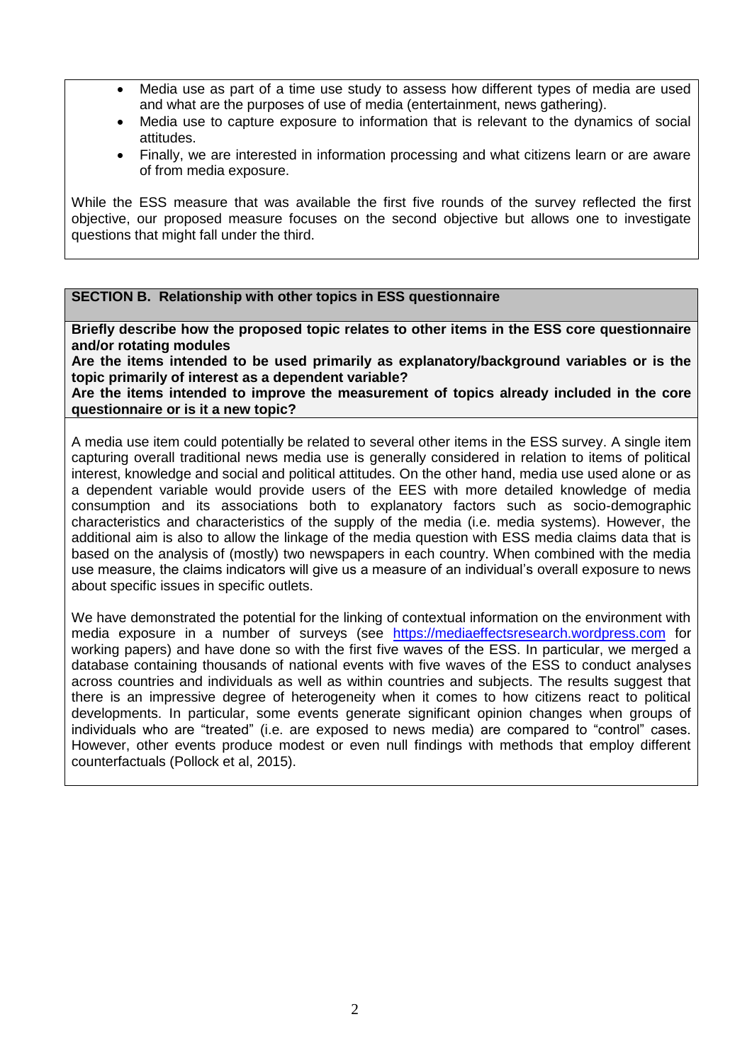- Media use as part of a time use study to assess how different types of media are used and what are the purposes of use of media (entertainment, news gathering).
- Media use to capture exposure to information that is relevant to the dynamics of social attitudes.
- Finally, we are interested in information processing and what citizens learn or are aware of from media exposure.

While the ESS measure that was available the first five rounds of the survey reflected the first objective, our proposed measure focuses on the second objective but allows one to investigate questions that might fall under the third.

**SECTION B. Relationship with other topics in ESS questionnaire**

**Briefly describe how the proposed topic relates to other items in the ESS core questionnaire and/or rotating modules**

**Are the items intended to be used primarily as explanatory/background variables or is the topic primarily of interest as a dependent variable?**

**Are the items intended to improve the measurement of topics already included in the core questionnaire or is it a new topic?**

A media use item could potentially be related to several other items in the ESS survey. A single item capturing overall traditional news media use is generally considered in relation to items of political interest, knowledge and social and political attitudes. On the other hand, media use used alone or as a dependent variable would provide users of the EES with more detailed knowledge of media consumption and its associations both to explanatory factors such as socio-demographic characteristics and characteristics of the supply of the media (i.e. media systems). However, the additional aim is also to allow the linkage of the media question with ESS media claims data that is based on the analysis of (mostly) two newspapers in each country. When combined with the media use measure, the claims indicators will give us a measure of an individual's overall exposure to news about specific issues in specific outlets.

We have demonstrated the potential for the linking of contextual information on the environment with media exposure in a number of surveys (see https://mediaeffectsresearch.wordpress.com for working papers) and have done so with the first five waves of the ESS. In particular, we merged a database containing thousands of national events with five waves of the ESS to conduct analyses across countries and individuals as well as within countries and subjects. The results suggest that there is an impressive degree of heterogeneity when it comes to how citizens react to political developments. In particular, some events generate significant opinion changes when groups of individuals who are "treated" (i.e. are exposed to news media) are compared to "control" cases. However, other events produce modest or even null findings with methods that employ different counterfactuals (Pollock et al, 2015).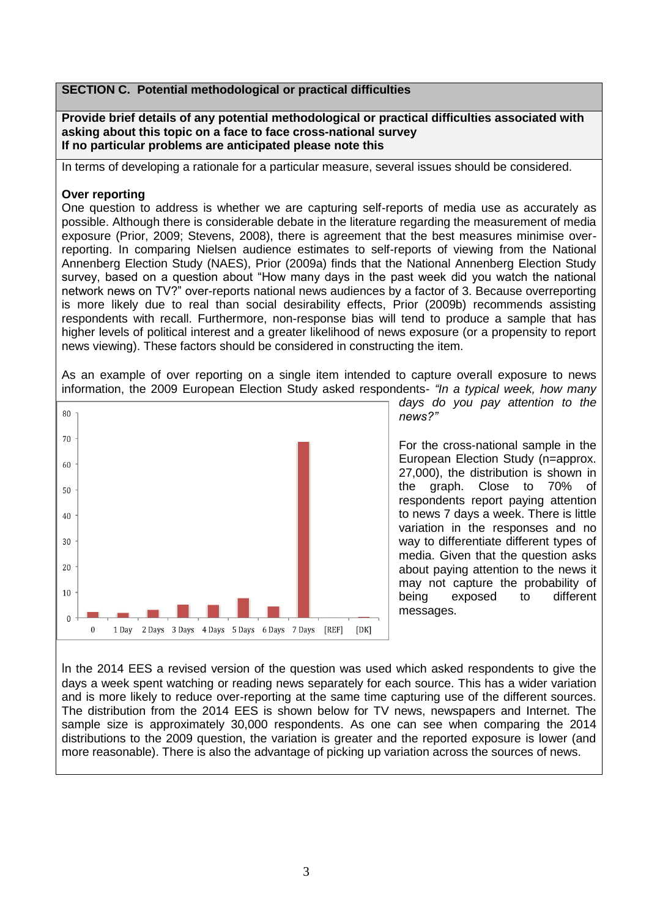**SECTION C. Potential methodological or practical difficulties**

**Provide brief details of any potential methodological or practical difficulties associated with asking about this topic on a face to face cross-national survey**
**If no particular problems are anticipated please note this**

In terms of developing a rationale for a particular measure, several issues should be considered.

**Over reporting**

One question to address is whether we are capturing self-reports of media use as accurately as possible. Although there is considerable debate in the literature regarding the measurement of media exposure (Prior, 2009; Stevens, 2008), there is agreement that the best measures minimise over-reporting. In comparing Nielsen audience estimates to self-reports of viewing from the National Annenberg Election Study (NAES), Prior (2009a) finds that the National Annenberg Election Study survey, based on a question about "How many days in the past week did you watch the national network news on TV?" over-reports national news audiences by a factor of 3. Because overreporting is more likely due to real than social desirability effects, Prior (2009b) recommends assisting respondents with recall. Furthermore, non-response bias will tend to produce a sample that has higher levels of political interest and a greater likelihood of news exposure (or a propensity to report news viewing). These factors should be considered in constructing the item.

As an example of over reporting on a single item intended to capture overall exposure to news information, the 2009 European Election Study asked respondents- *"In a typical week, how many days do you pay attention to the news?"*

For the cross-national sample in the European Election Study (n=approx. 27,000), the distribution is shown in the graph. Close to 70% of respondents report paying attention to news 7 days a week. There is little variation in the responses and no way to differentiate different types of media. Given that the question asks about paying attention to the news it may not capture the probability of being exposed to different messages.

In the 2014 EES a revised version of the question was used which asked respondents to give the days a week spent watching or reading news separately for each source. This has a wider variation and is more likely to reduce over-reporting at the same time capturing use of the different sources. The distribution from the 2014 EES is shown below for TV news, newspapers and Internet. The sample size is approximately 30,000 respondents. As one can see when comparing the 2014 distributions to the 2009 question, the variation is greater and the reported exposure is lower (and more reasonable). There is also the advantage of picking up variation across the sources of news.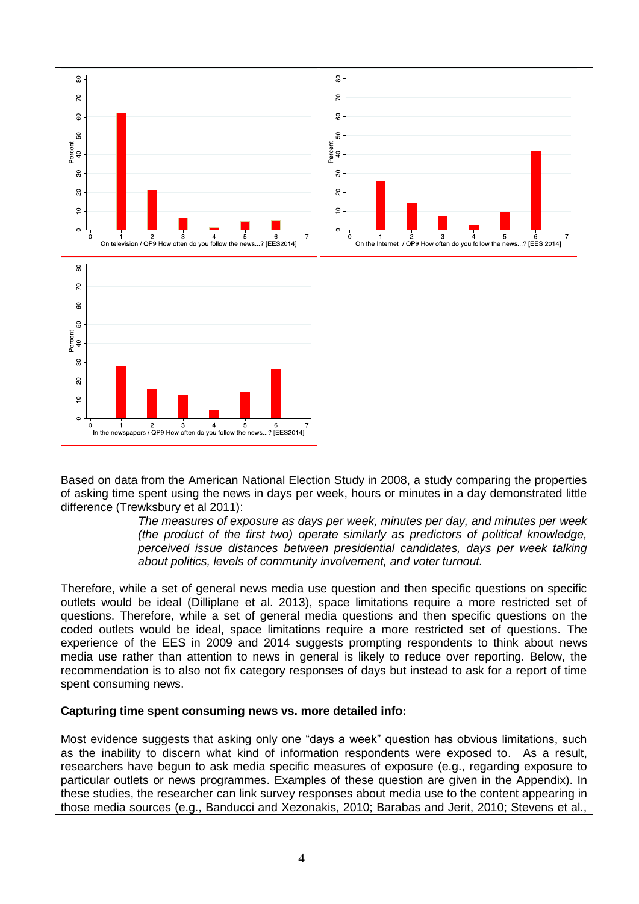Based on data from the American National Election Study in 2008, a study comparing the properties of asking time spent using the news in days per week, hours or minutes in a day demonstrated little difference (Trewksbury et al 2011):

> *The measures of exposure as days per week, minutes per day, and minutes per week (the product of the first two) operate similarly as predictors of political knowledge, perceived issue distances between presidential candidates, days per week talking about politics, levels of community involvement, and voter turnout.*

Therefore, while a set of general news media use question and then specific questions on specific outlets would be ideal (Dilliplane et al. 2013), space limitations require a more restricted set of questions. Therefore, while a set of general media questions and then specific questions on the coded outlets would be ideal, space limitations require a more restricted set of questions. The experience of the EES in 2009 and 2014 suggests prompting respondents to think about news media use rather than attention to news in general is likely to reduce over reporting. Below, the recommendation is to also not fix category responses of days but instead to ask for a report of time spent consuming news.

**Capturing time spent consuming news vs. more detailed info:**

Most evidence suggests that asking only one "days a week" question has obvious limitations, such as the inability to discern what kind of information respondents were exposed to. As a result, researchers have begun to ask media specific measures of exposure (e.g., regarding exposure to particular outlets or news programmes. Examples of these question are given in the Appendix). In these studies, the researcher can link survey responses about media use to the content appearing in those media sources (e.g., Banducci and Xezonakis, 2010; Barabas and Jerit, 2010; Stevens et al.,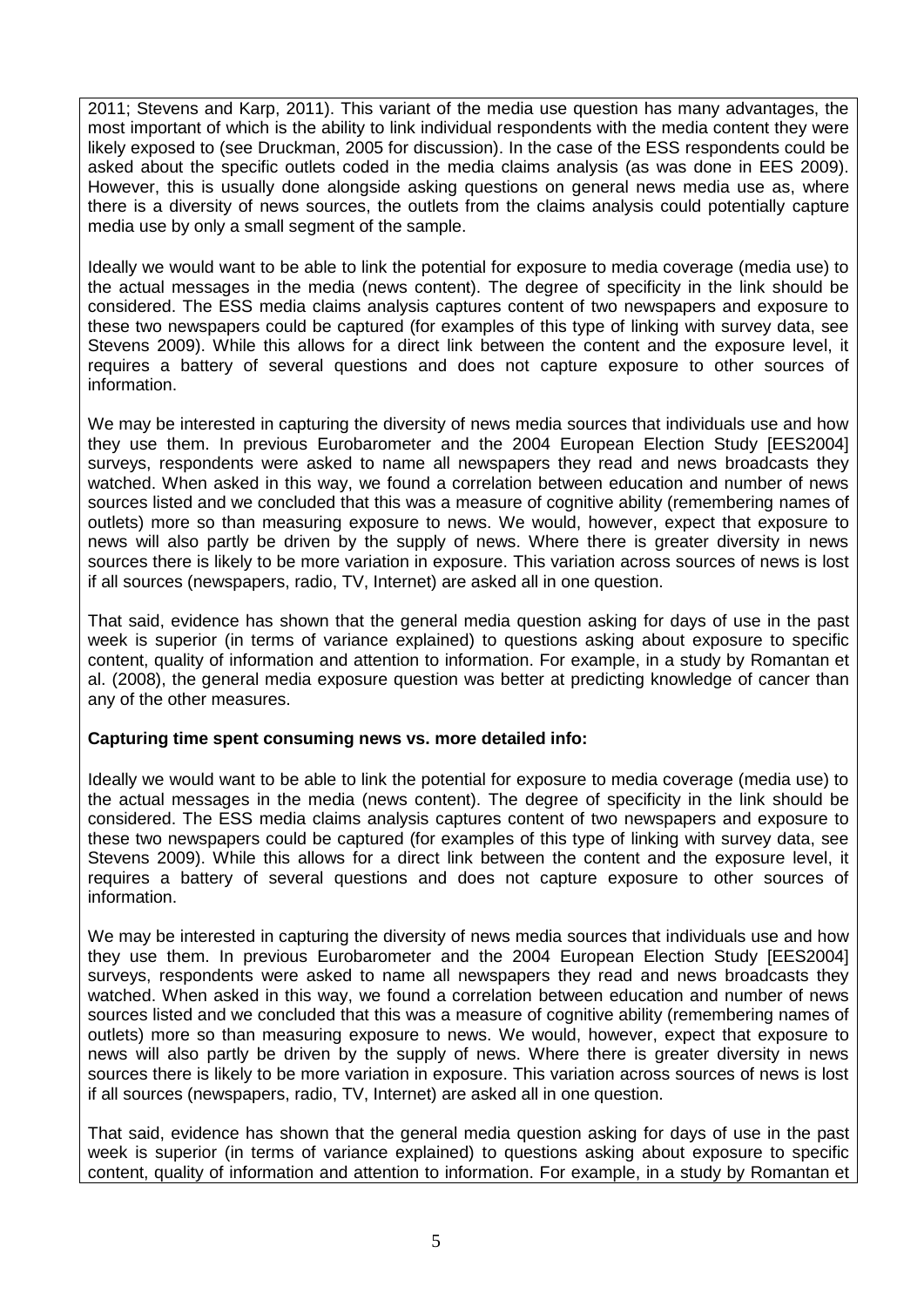2011; Stevens and Karp, 2011). This variant of the media use question has many advantages, the most important of which is the ability to link individual respondents with the media content they were likely exposed to (see Druckman, 2005 for discussion). In the case of the ESS respondents could be asked about the specific outlets coded in the media claims analysis (as was done in EES 2009). However, this is usually done alongside asking questions on general news media use as, where there is a diversity of news sources, the outlets from the claims analysis could potentially capture media use by only a small segment of the sample.

Ideally we would want to be able to link the potential for exposure to media coverage (media use) to the actual messages in the media (news content). The degree of specificity in the link should be considered. The ESS media claims analysis captures content of two newspapers and exposure to these two newspapers could be captured (for examples of this type of linking with survey data, see Stevens 2009). While this allows for a direct link between the content and the exposure level, it requires a battery of several questions and does not capture exposure to other sources of information.

We may be interested in capturing the diversity of news media sources that individuals use and how they use them. In previous Eurobarometer and the 2004 European Election Study [EES2004] surveys, respondents were asked to name all newspapers they read and news broadcasts they watched. When asked in this way, we found a correlation between education and number of news sources listed and we concluded that this was a measure of cognitive ability (remembering names of outlets) more so than measuring exposure to news. We would, however, expect that exposure to news will also partly be driven by the supply of news. Where there is greater diversity in news sources there is likely to be more variation in exposure. This variation across sources of news is lost if all sources (newspapers, radio, TV, Internet) are asked all in one question.

That said, evidence has shown that the general media question asking for days of use in the past week is superior (in terms of variance explained) to questions asking about exposure to specific content, quality of information and attention to information. For example, in a study by Romantan et al. (2008), the general media exposure question was better at predicting knowledge of cancer than any of the other measures.

**Capturing time spent consuming news vs. more detailed info:**

Ideally we would want to be able to link the potential for exposure to media coverage (media use) to the actual messages in the media (news content). The degree of specificity in the link should be considered. The ESS media claims analysis captures content of two newspapers and exposure to these two newspapers could be captured (for examples of this type of linking with survey data, see Stevens 2009). While this allows for a direct link between the content and the exposure level, it requires a battery of several questions and does not capture exposure to other sources of information.

We may be interested in capturing the diversity of news media sources that individuals use and how they use them. In previous Eurobarometer and the 2004 European Election Study [EES2004] surveys, respondents were asked to name all newspapers they read and news broadcasts they watched. When asked in this way, we found a correlation between education and number of news sources listed and we concluded that this was a measure of cognitive ability (remembering names of outlets) more so than measuring exposure to news. We would, however, expect that exposure to news will also partly be driven by the supply of news. Where there is greater diversity in news sources there is likely to be more variation in exposure. This variation across sources of news is lost if all sources (newspapers, radio, TV, Internet) are asked all in one question.

That said, evidence has shown that the general media question asking for days of use in the past week is superior (in terms of variance explained) to questions asking about exposure to specific content, quality of information and attention to information. For example, in a study by Romantan et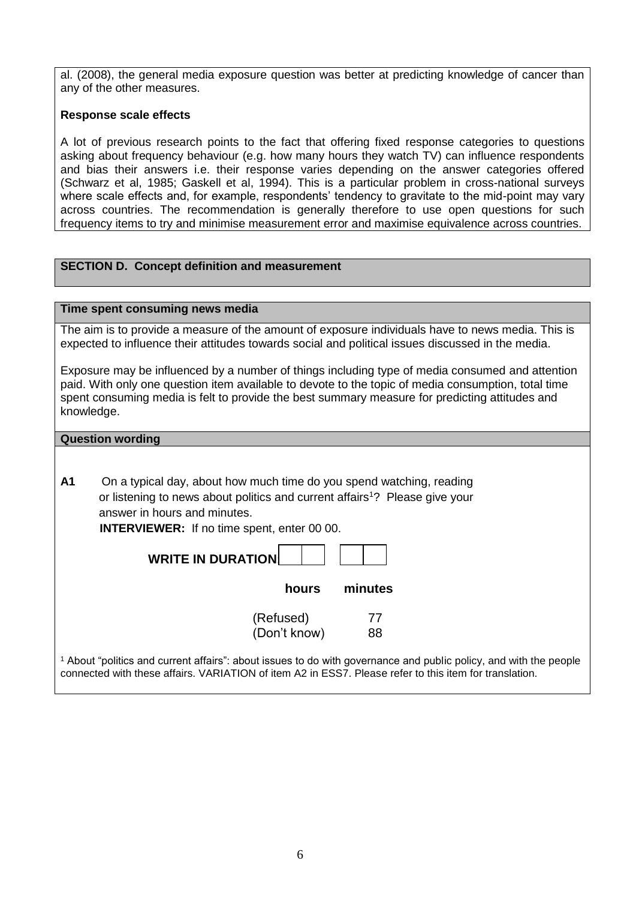al. (2008), the general media exposure question was better at predicting knowledge of cancer than any of the other measures.

**Response scale effects**

A lot of previous research points to the fact that offering fixed response categories to questions asking about frequency behaviour (e.g. how many hours they watch TV) can influence respondents and bias their answers i.e. their response varies depending on the answer categories offered (Schwarz et al, 1985; Gaskell et al, 1994). This is a particular problem in cross-national surveys where scale effects and, for example, respondents' tendency to gravitate to the mid-point may vary across countries. The recommendation is generally therefore to use open questions for such frequency items to try and minimise measurement error and maximise equivalence across countries.

## SECTION D. Concept definition and measurement

### Time spent consuming news media

The aim is to provide a measure of the amount of exposure individuals have to news media. This is expected to influence their attitudes towards social and political issues discussed in the media.

Exposure may be influenced by a number of things including type of media consumed and attention paid. With only one question item available to devote to the topic of media consumption, total time spent consuming media is felt to provide the best summary measure for predicting attitudes and knowledge.

### Question wording

**A1** On a typical day, about how much time do you spend watching, reading or listening to news about politics and current affairs[1]? Please give your answer in hours and minutes.

**INTERVIEWER:** If no time spent, enter 00 00.

**WRITE IN DURATION** [ ][ ] [ ][ ]

| | **hours** | **minutes** |
|---|---|---|
| | (Refused) | 77 |
| | (Don't know) | 88 |

[1] About "politics and current affairs": about issues to do with governance and public policy, and with the people connected with these affairs. VARIATION of item A2 in ESS7. Please refer to this item for translation.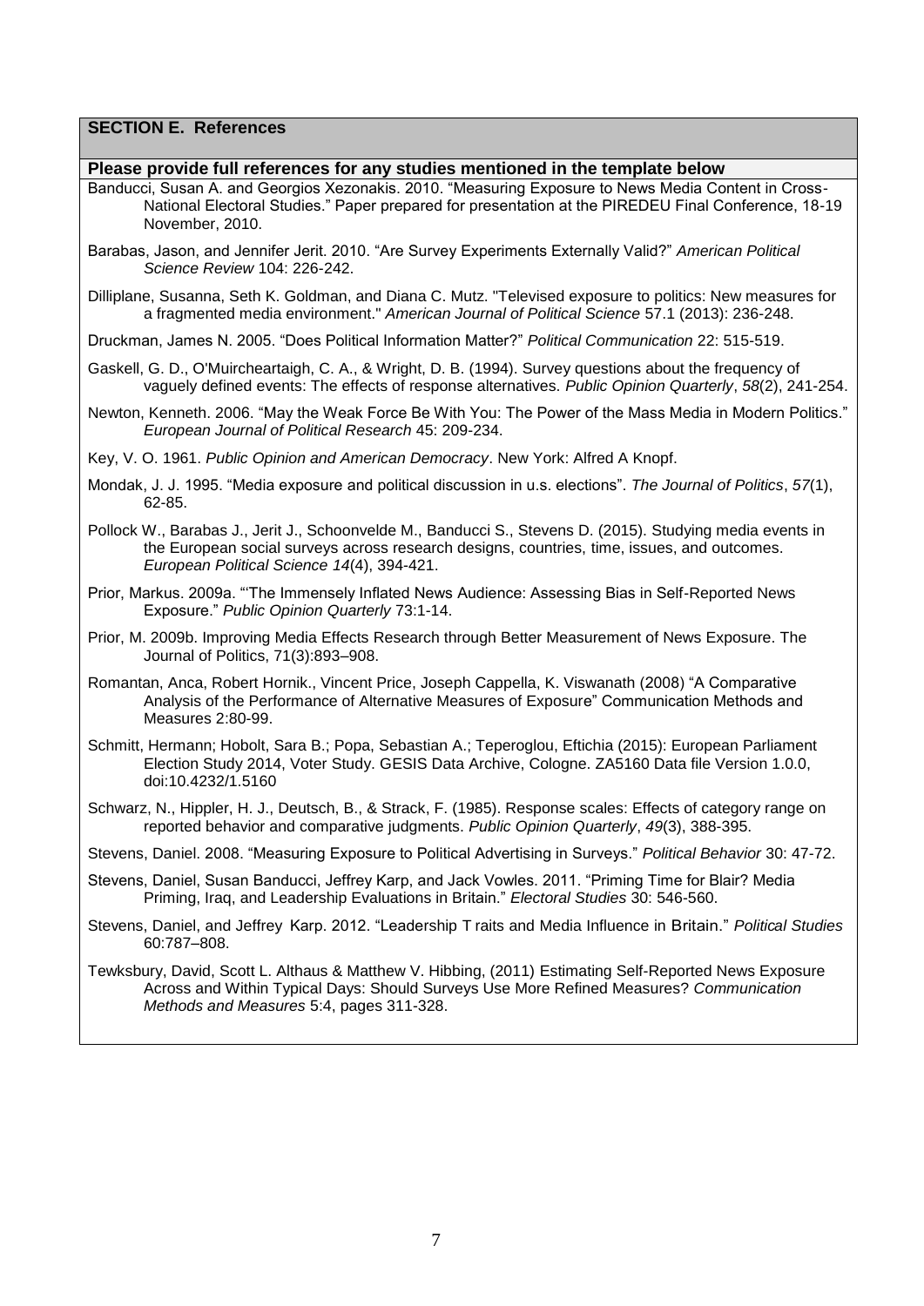## SECTION E. References

**Please provide full references for any studies mentioned in the template below**

Banducci, Susan A. and Georgios Xezonakis. 2010. "Measuring Exposure to News Media Content in Cross-National Electoral Studies." Paper prepared for presentation at the PIREDEU Final Conference, 18-19 November, 2010.

Barabas, Jason, and Jennifer Jerit. 2010. "Are Survey Experiments Externally Valid?" *American Political Science Review* 104: 226-242.

Dilliplane, Susanna, Seth K. Goldman, and Diana C. Mutz. "Televised exposure to politics: New measures for a fragmented media environment." *American Journal of Political Science* 57.1 (2013): 236-248.

Druckman, James N. 2005. "Does Political Information Matter?" *Political Communication* 22: 515-519.

Gaskell, G. D., O'Muircheartaigh, C. A., & Wright, D. B. (1994). Survey questions about the frequency of vaguely defined events: The effects of response alternatives. *Public Opinion Quarterly*, *58*(2), 241-254.

Newton, Kenneth. 2006. "May the Weak Force Be With You: The Power of the Mass Media in Modern Politics." *European Journal of Political Research* 45: 209-234.

Key, V. O. 1961. *Public Opinion and American Democracy*. New York: Alfred A Knopf.

Mondak, J. J. 1995. "Media exposure and political discussion in u.s. elections". *The Journal of Politics*, *57*(1), 62-85.

Pollock W., Barabas J., Jerit J., Schoonvelde M., Banducci S., Stevens D. (2015). Studying media events in the European social surveys across research designs, countries, time, issues, and outcomes. *European Political Science 14*(4), 394-421.

Prior, Markus. 2009a. "'The Immensely Inflated News Audience: Assessing Bias in Self-Reported News Exposure." *Public Opinion Quarterly* 73:1-14.

Prior, M. 2009b. Improving Media Effects Research through Better Measurement of News Exposure. The Journal of Politics, 71(3):893–908.

Romantan, Anca, Robert Hornik., Vincent Price, Joseph Cappella, K. Viswanath (2008) "A Comparative Analysis of the Performance of Alternative Measures of Exposure" Communication Methods and Measures 2:80-99.

Schmitt, Hermann; Hobolt, Sara B.; Popa, Sebastian A.; Teperoglou, Eftichia (2015): European Parliament Election Study 2014, Voter Study. GESIS Data Archive, Cologne. ZA5160 Data file Version 1.0.0, doi:10.4232/1.5160

Schwarz, N., Hippler, H. J., Deutsch, B., & Strack, F. (1985). Response scales: Effects of category range on reported behavior and comparative judgments. *Public Opinion Quarterly*, *49*(3), 388-395.

Stevens, Daniel. 2008. "Measuring Exposure to Political Advertising in Surveys." *Political Behavior* 30: 47-72.

Stevens, Daniel, Susan Banducci, Jeffrey Karp, and Jack Vowles. 2011. "Priming Time for Blair? Media Priming, Iraq, and Leadership Evaluations in Britain." *Electoral Studies* 30: 546-560.

Stevens, Daniel, and Jeffrey Karp. 2012. "Leadership T raits and Media Influence in Britain." *Political Studies* 60:787–808.

Tewksbury, David, Scott L. Althaus & Matthew V. Hibbing, (2011) Estimating Self-Reported News Exposure Across and Within Typical Days: Should Surveys Use More Refined Measures? *Communication Methods and Measures* 5:4, pages 311-328.